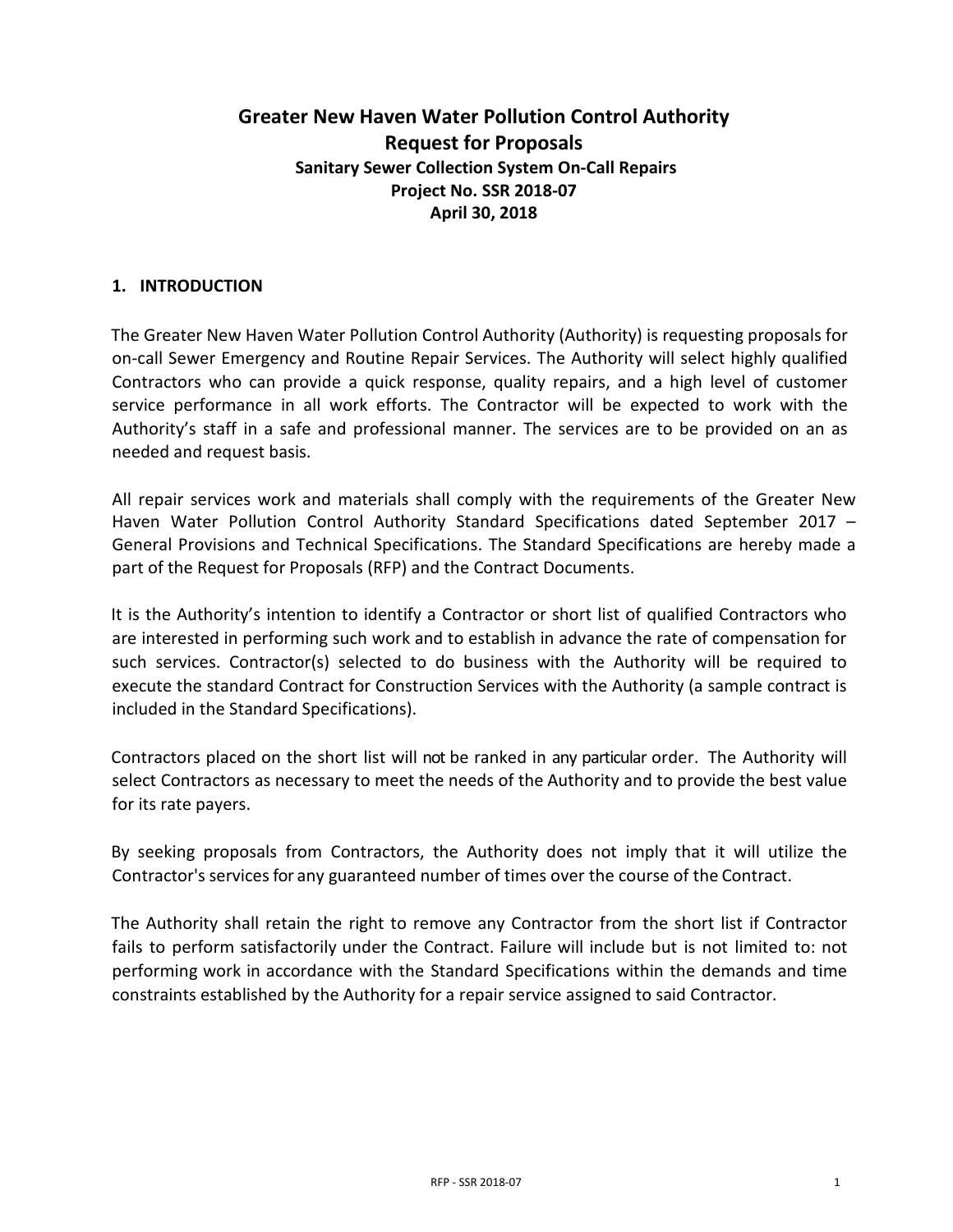# Greater New Haven Water Pollution Control Authority
# Request for Proposals

**Sanitary Sewer Collection System On-Call Repairs**
**Project No. SSR 2018-07**
**April 30, 2018**

## 1. INTRODUCTION

The Greater New Haven Water Pollution Control Authority (Authority) is requesting proposals for on-call Sewer Emergency and Routine Repair Services. The Authority will select highly qualified Contractors who can provide a quick response, quality repairs, and a high level of customer service performance in all work efforts. The Contractor will be expected to work with the Authority's staff in a safe and professional manner. The services are to be provided on an as needed and request basis.

All repair services work and materials shall comply with the requirements of the Greater New Haven Water Pollution Control Authority Standard Specifications dated September 2017 – General Provisions and Technical Specifications. The Standard Specifications are hereby made a part of the Request for Proposals (RFP) and the Contract Documents.

It is the Authority's intention to identify a Contractor or short list of qualified Contractors who are interested in performing such work and to establish in advance the rate of compensation for such services. Contractor(s) selected to do business with the Authority will be required to execute the standard Contract for Construction Services with the Authority (a sample contract is included in the Standard Specifications).

Contractors placed on the short list will not be ranked in any particular order. The Authority will select Contractors as necessary to meet the needs of the Authority and to provide the best value for its rate payers.

By seeking proposals from Contractors, the Authority does not imply that it will utilize the Contractor's services for any guaranteed number of times over the course of the Contract.

The Authority shall retain the right to remove any Contractor from the short list if Contractor fails to perform satisfactorily under the Contract. Failure will include but is not limited to: not performing work in accordance with the Standard Specifications within the demands and time constraints established by the Authority for a repair service assigned to said Contractor.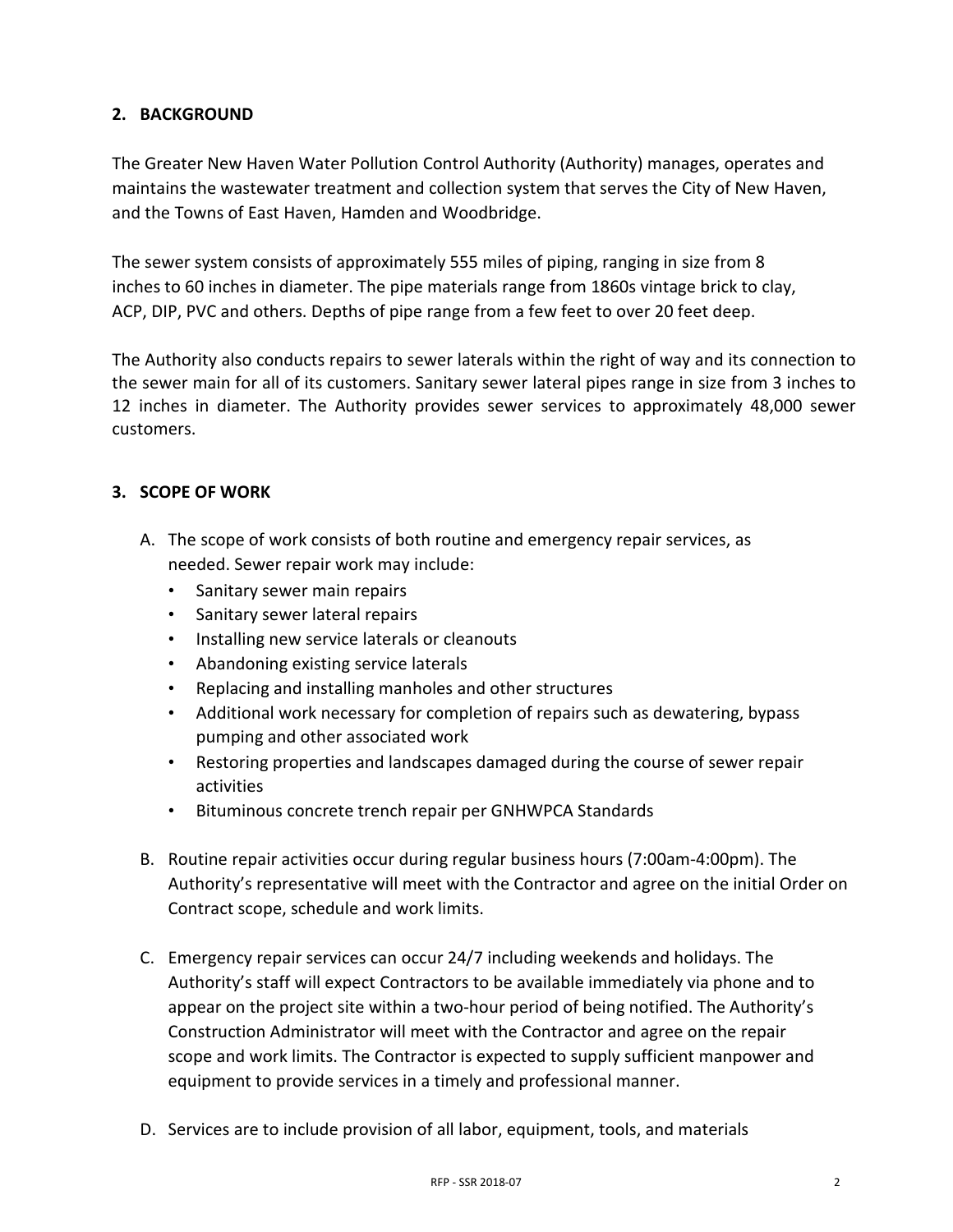## 2. BACKGROUND

The Greater New Haven Water Pollution Control Authority (Authority) manages, operates and maintains the wastewater treatment and collection system that serves the City of New Haven, and the Towns of East Haven, Hamden and Woodbridge.

The sewer system consists of approximately 555 miles of piping, ranging in size from 8 inches to 60 inches in diameter. The pipe materials range from 1860s vintage brick to clay, ACP, DIP, PVC and others. Depths of pipe range from a few feet to over 20 feet deep.

The Authority also conducts repairs to sewer laterals within the right of way and its connection to the sewer main for all of its customers. Sanitary sewer lateral pipes range in size from 3 inches to 12 inches in diameter. The Authority provides sewer services to approximately 48,000 sewer customers.

## 3. SCOPE OF WORK

A. The scope of work consists of both routine and emergency repair services, as needed. Sewer repair work may include:
   - Sanitary sewer main repairs
   - Sanitary sewer lateral repairs
   - Installing new service laterals or cleanouts
   - Abandoning existing service laterals
   - Replacing and installing manholes and other structures
   - Additional work necessary for completion of repairs such as dewatering, bypass pumping and other associated work
   - Restoring properties and landscapes damaged during the course of sewer repair activities
   - Bituminous concrete trench repair per GNHWPCA Standards

B. Routine repair activities occur during regular business hours (7:00am-4:00pm). The Authority's representative will meet with the Contractor and agree on the initial Order on Contract scope, schedule and work limits.

C. Emergency repair services can occur 24/7 including weekends and holidays. The Authority's staff will expect Contractors to be available immediately via phone and to appear on the project site within a two-hour period of being notified. The Authority's Construction Administrator will meet with the Contractor and agree on the repair scope and work limits. The Contractor is expected to supply sufficient manpower and equipment to provide services in a timely and professional manner.

D. Services are to include provision of all labor, equipment, tools, and materials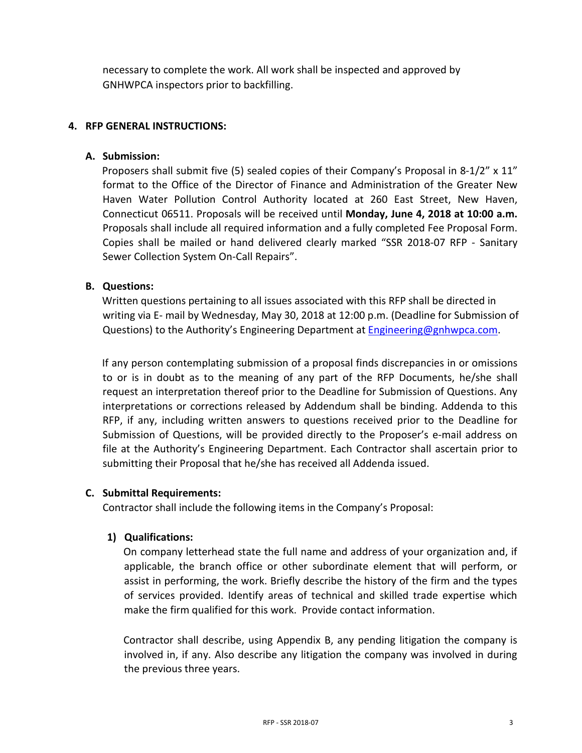necessary to complete the work. All work shall be inspected and approved by GNHWPCA inspectors prior to backfilling.

## 4. RFP GENERAL INSTRUCTIONS:

### A. Submission:

Proposers shall submit five (5) sealed copies of their Company's Proposal in 8-1/2" x 11" format to the Office of the Director of Finance and Administration of the Greater New Haven Water Pollution Control Authority located at 260 East Street, New Haven, Connecticut 06511. Proposals will be received until **Monday, June 4, 2018 at 10:00 a.m.** Proposals shall include all required information and a fully completed Fee Proposal Form. Copies shall be mailed or hand delivered clearly marked "SSR 2018-07 RFP - Sanitary Sewer Collection System On-Call Repairs".

### B. Questions:

Written questions pertaining to all issues associated with this RFP shall be directed in writing via E- mail by Wednesday, May 30, 2018 at 12:00 p.m. (Deadline for Submission of Questions) to the Authority's Engineering Department at Engineering@gnhwpca.com.

If any person contemplating submission of a proposal finds discrepancies in or omissions to or is in doubt as to the meaning of any part of the RFP Documents, he/she shall request an interpretation thereof prior to the Deadline for Submission of Questions. Any interpretations or corrections released by Addendum shall be binding. Addenda to this RFP, if any, including written answers to questions received prior to the Deadline for Submission of Questions, will be provided directly to the Proposer's e-mail address on file at the Authority's Engineering Department. Each Contractor shall ascertain prior to submitting their Proposal that he/she has received all Addenda issued.

### C. Submittal Requirements:

Contractor shall include the following items in the Company's Proposal:

#### 1) Qualifications:

On company letterhead state the full name and address of your organization and, if applicable, the branch office or other subordinate element that will perform, or assist in performing, the work. Briefly describe the history of the firm and the types of services provided. Identify areas of technical and skilled trade expertise which make the firm qualified for this work. Provide contact information.

Contractor shall describe, using Appendix B, any pending litigation the company is involved in, if any. Also describe any litigation the company was involved in during the previous three years.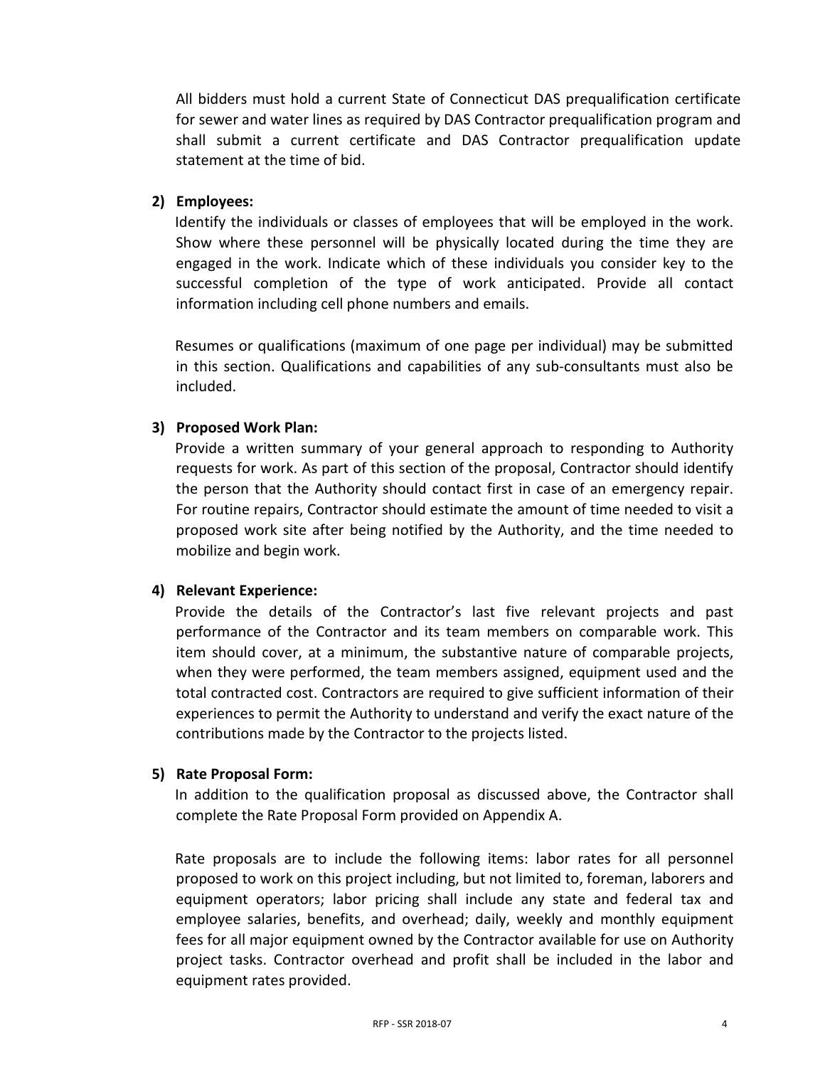All bidders must hold a current State of Connecticut DAS prequalification certificate for sewer and water lines as required by DAS Contractor prequalification program and shall submit a current certificate and DAS Contractor prequalification update statement at the time of bid.

**2) Employees:**

Identify the individuals or classes of employees that will be employed in the work. Show where these personnel will be physically located during the time they are engaged in the work. Indicate which of these individuals you consider key to the successful completion of the type of work anticipated. Provide all contact information including cell phone numbers and emails.

Resumes or qualifications (maximum of one page per individual) may be submitted in this section. Qualifications and capabilities of any sub-consultants must also be included.

**3) Proposed Work Plan:**

Provide a written summary of your general approach to responding to Authority requests for work. As part of this section of the proposal, Contractor should identify the person that the Authority should contact first in case of an emergency repair. For routine repairs, Contractor should estimate the amount of time needed to visit a proposed work site after being notified by the Authority, and the time needed to mobilize and begin work.

**4) Relevant Experience:**

Provide the details of the Contractor's last five relevant projects and past performance of the Contractor and its team members on comparable work. This item should cover, at a minimum, the substantive nature of comparable projects, when they were performed, the team members assigned, equipment used and the total contracted cost. Contractors are required to give sufficient information of their experiences to permit the Authority to understand and verify the exact nature of the contributions made by the Contractor to the projects listed.

**5) Rate Proposal Form:**

In addition to the qualification proposal as discussed above, the Contractor shall complete the Rate Proposal Form provided on Appendix A.

Rate proposals are to include the following items: labor rates for all personnel proposed to work on this project including, but not limited to, foreman, laborers and equipment operators; labor pricing shall include any state and federal tax and employee salaries, benefits, and overhead; daily, weekly and monthly equipment fees for all major equipment owned by the Contractor available for use on Authority project tasks. Contractor overhead and profit shall be included in the labor and equipment rates provided.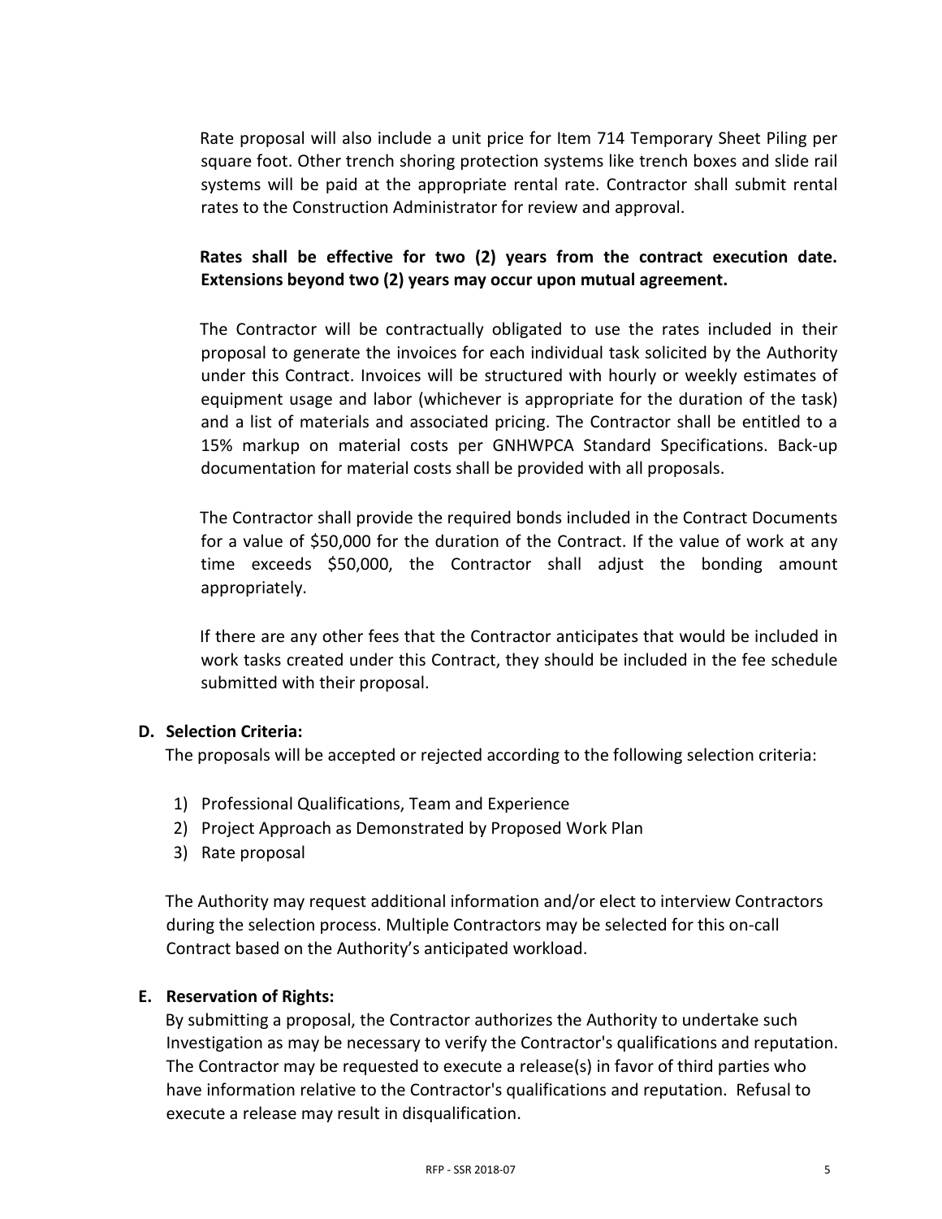Rate proposal will also include a unit price for Item 714 Temporary Sheet Piling per square foot. Other trench shoring protection systems like trench boxes and slide rail systems will be paid at the appropriate rental rate. Contractor shall submit rental rates to the Construction Administrator for review and approval.

**Rates shall be effective for two (2) years from the contract execution date. Extensions beyond two (2) years may occur upon mutual agreement.**

The Contractor will be contractually obligated to use the rates included in their proposal to generate the invoices for each individual task solicited by the Authority under this Contract. Invoices will be structured with hourly or weekly estimates of equipment usage and labor (whichever is appropriate for the duration of the task) and a list of materials and associated pricing. The Contractor shall be entitled to a 15% markup on material costs per GNHWPCA Standard Specifications. Back-up documentation for material costs shall be provided with all proposals.

The Contractor shall provide the required bonds included in the Contract Documents for a value of $50,000 for the duration of the Contract. If the value of work at any time exceeds $50,000, the Contractor shall adjust the bonding amount appropriately.

If there are any other fees that the Contractor anticipates that would be included in work tasks created under this Contract, they should be included in the fee schedule submitted with their proposal.

**D. Selection Criteria:**

The proposals will be accepted or rejected according to the following selection criteria:

1) Professional Qualifications, Team and Experience
2) Project Approach as Demonstrated by Proposed Work Plan
3) Rate proposal

The Authority may request additional information and/or elect to interview Contractors during the selection process. Multiple Contractors may be selected for this on-call Contract based on the Authority's anticipated workload.

**E. Reservation of Rights:**

By submitting a proposal, the Contractor authorizes the Authority to undertake such Investigation as may be necessary to verify the Contractor's qualifications and reputation. The Contractor may be requested to execute a release(s) in favor of third parties who have information relative to the Contractor's qualifications and reputation. Refusal to execute a release may result in disqualification.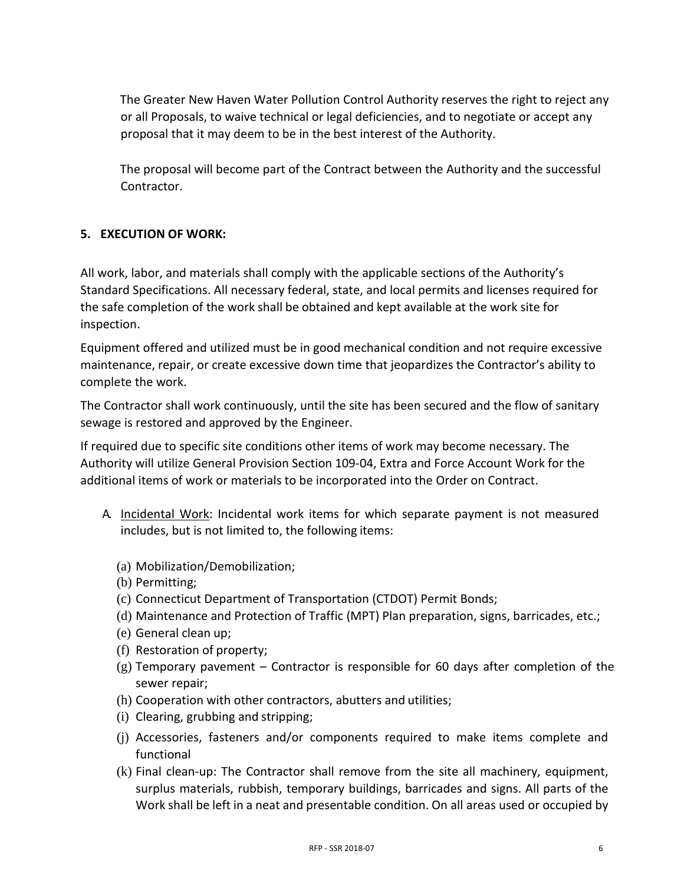The Greater New Haven Water Pollution Control Authority reserves the right to reject any or all Proposals, to waive technical or legal deficiencies, and to negotiate or accept any proposal that it may deem to be in the best interest of the Authority.

The proposal will become part of the Contract between the Authority and the successful Contractor.

## 5. EXECUTION OF WORK:

All work, labor, and materials shall comply with the applicable sections of the Authority's Standard Specifications. All necessary federal, state, and local permits and licenses required for the safe completion of the work shall be obtained and kept available at the work site for inspection.

Equipment offered and utilized must be in good mechanical condition and not require excessive maintenance, repair, or create excessive down time that jeopardizes the Contractor's ability to complete the work.

The Contractor shall work continuously, until the site has been secured and the flow of sanitary sewage is restored and approved by the Engineer.

If required due to specific site conditions other items of work may become necessary. The Authority will utilize General Provision Section 109-04, Extra and Force Account Work for the additional items of work or materials to be incorporated into the Order on Contract.

A. Incidental Work: Incidental work items for which separate payment is not measured includes, but is not limited to, the following items:

   (a) Mobilization/Demobilization;
   (b) Permitting;
   (c) Connecticut Department of Transportation (CTDOT) Permit Bonds;
   (d) Maintenance and Protection of Traffic (MPT) Plan preparation, signs, barricades, etc.;
   (e) General clean up;
   (f) Restoration of property;
   (g) Temporary pavement – Contractor is responsible for 60 days after completion of the sewer repair;
   (h) Cooperation with other contractors, abutters and utilities;
   (i) Clearing, grubbing and stripping;
   (j) Accessories, fasteners and/or components required to make items complete and functional
   (k) Final clean-up: The Contractor shall remove from the site all machinery, equipment, surplus materials, rubbish, temporary buildings, barricades and signs. All parts of the Work shall be left in a neat and presentable condition. On all areas used or occupied by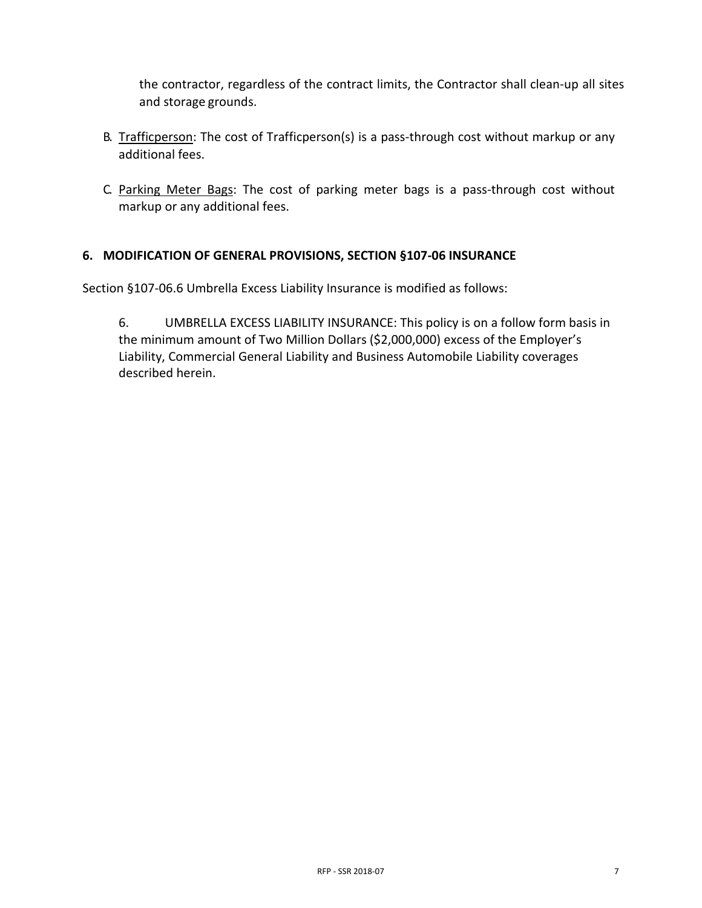the contractor, regardless of the contract limits, the Contractor shall clean-up all sites and storage grounds.

B. Trafficperson: The cost of Trafficperson(s) is a pass-through cost without markup or any additional fees.

C. Parking Meter Bags: The cost of parking meter bags is a pass-through cost without markup or any additional fees.

## 6. MODIFICATION OF GENERAL PROVISIONS, SECTION §107-06 INSURANCE

Section §107-06.6 Umbrella Excess Liability Insurance is modified as follows:

6. UMBRELLA EXCESS LIABILITY INSURANCE: This policy is on a follow form basis in the minimum amount of Two Million Dollars ($2,000,000) excess of the Employer's Liability, Commercial General Liability and Business Automobile Liability coverages described herein.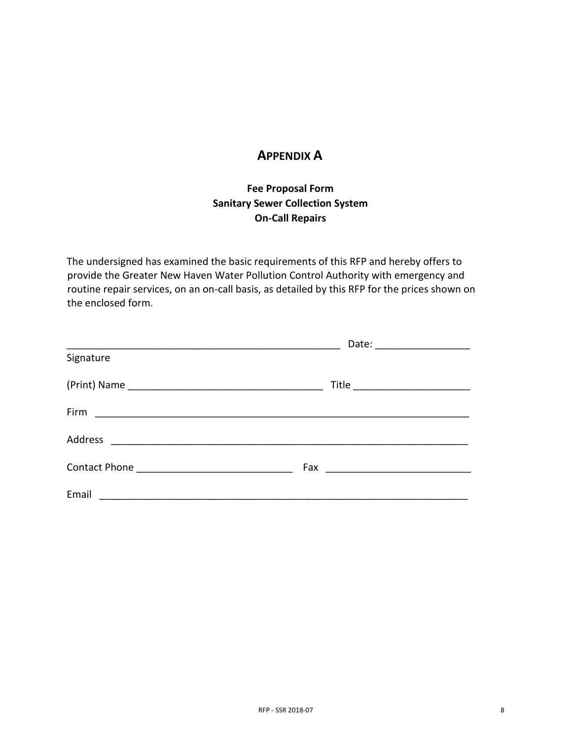# APPENDIX A

**Fee Proposal Form**
**Sanitary Sewer Collection System**
**On-Call Repairs**

The undersigned has examined the basic requirements of this RFP and hereby offers to provide the Greater New Haven Water Pollution Control Authority with emergency and routine repair services, on an on-call basis, as detailed by this RFP for the prices shown on the enclosed form.

_________________________________________________ Date: _________________

Signature

(Print) Name __________________________________ Title ____________________

Firm ______________________________________________________________________

Address ___________________________________________________________________

Contact Phone ___________________________ Fax _________________________

Email _____________________________________________________________________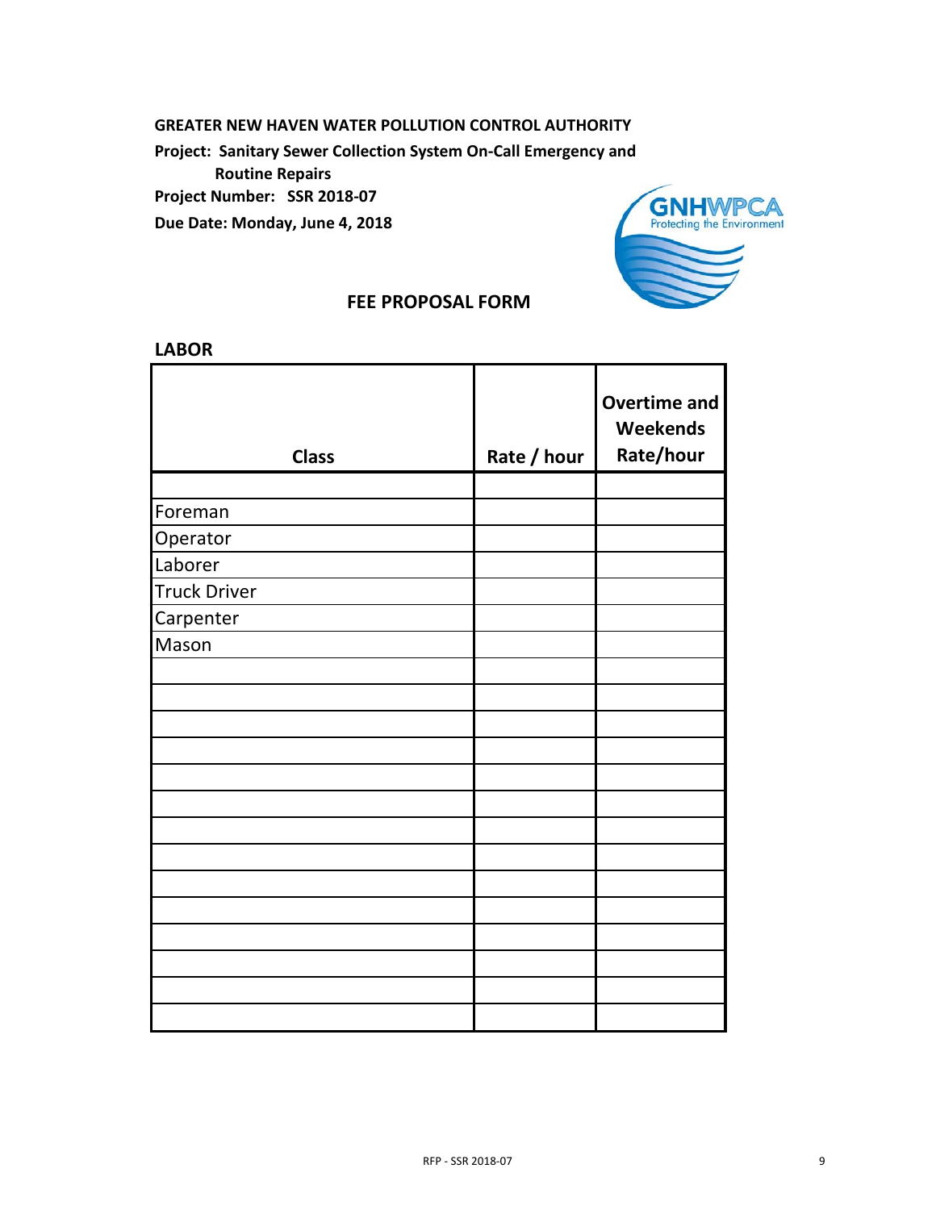**GREATER NEW HAVEN WATER POLLUTION CONTROL AUTHORITY**

**Project: Sanitary Sewer Collection System On-Call Emergency and Routine Repairs**

**Project Number: SSR 2018-07**

**Due Date: Monday, June 4, 2018**

GNHWPCA
Protecting the Environment

## FEE PROPOSAL FORM

### LABOR

| Class | Rate / hour | Overtime and Weekends Rate/hour |
|---|---|---|
| | | |
| Foreman | | |
| Operator | | |
| Laborer | | |
| Truck Driver | | |
| Carpenter | | |
| Mason | | |
| | | |
| | | |
| | | |
| | | |
| | | |
| | | |
| | | |
| | | |
| | | |
| | | |
| | | |
| | | |
| | | |
| | | |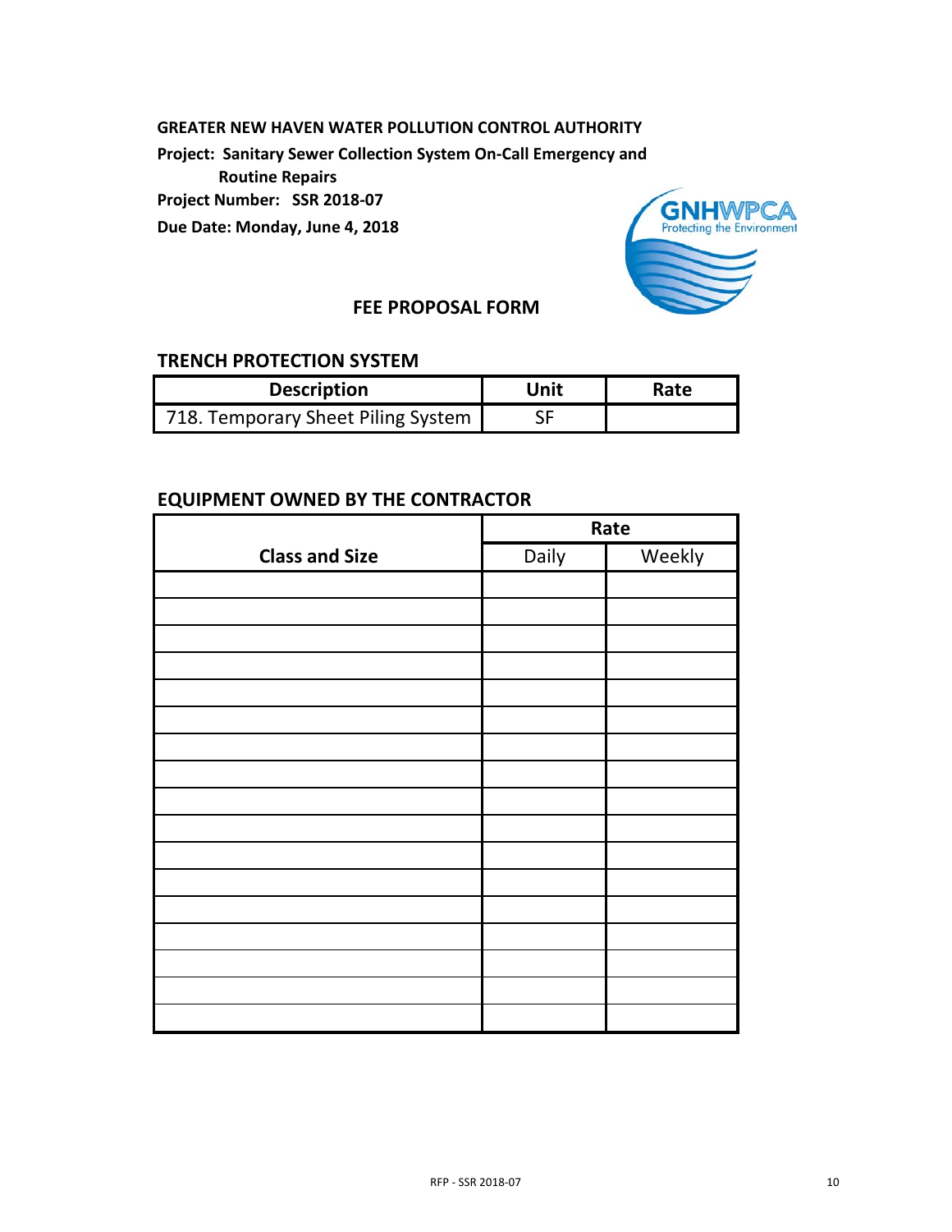**GREATER NEW HAVEN WATER POLLUTION CONTROL AUTHORITY**

**Project: Sanitary Sewer Collection System On-Call Emergency and Routine Repairs**

**Project Number: SSR 2018-07**

**Due Date: Monday, June 4, 2018**

GNHWPCA
Protecting the Environment

## FEE PROPOSAL FORM

### TRENCH PROTECTION SYSTEM

| Description | Unit | Rate |
|---|---|---|
| 718. Temporary Sheet Piling System | SF | |

### EQUIPMENT OWNED BY THE CONTRACTOR

| | Rate | |
|---|---|---|
| Class and Size | Daily | Weekly |
| | | |
| | | |
| | | |
| | | |
| | | |
| | | |
| | | |
| | | |
| | | |
| | | |
| | | |
| | | |
| | | |
| | | |
| | | |
| | | |
| | | |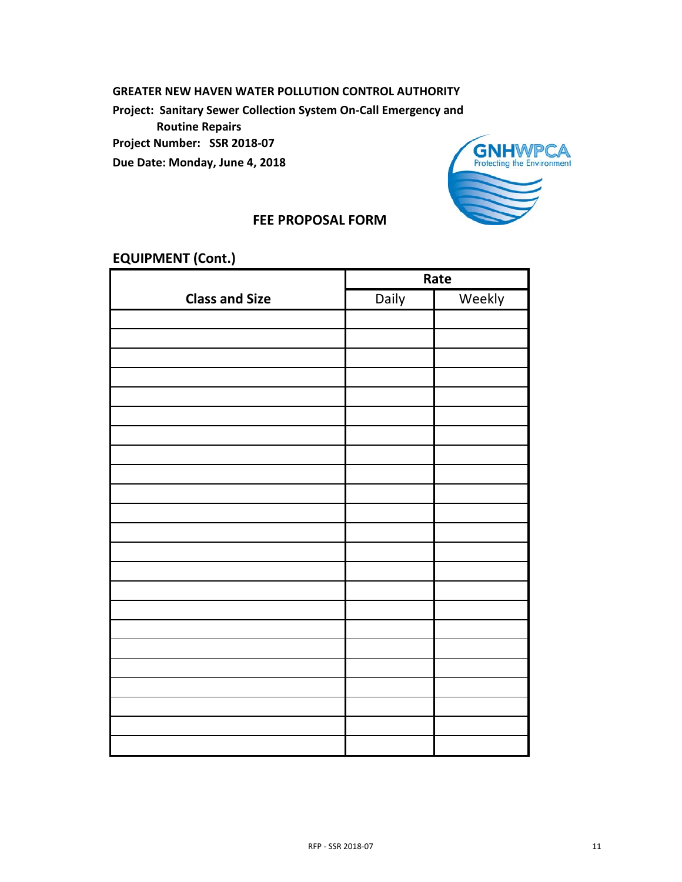**GREATER NEW HAVEN WATER POLLUTION CONTROL AUTHORITY**

**Project: Sanitary Sewer Collection System On-Call Emergency and Routine Repairs**

**Project Number: SSR 2018-07**

**Due Date: Monday, June 4, 2018**

GNHWPCA
Protecting the Environment

## FEE PROPOSAL FORM

## EQUIPMENT (Cont.)

| Class and Size | Rate | |
|---|---|---|
| | Daily | Weekly |
| | | |
| | | |
| | | |
| | | |
| | | |
| | | |
| | | |
| | | |
| | | |
| | | |
| | | |
| | | |
| | | |
| | | |
| | | |
| | | |
| | | |
| | | |
| | | |
| | | |
| | | |
| | | |
| | | |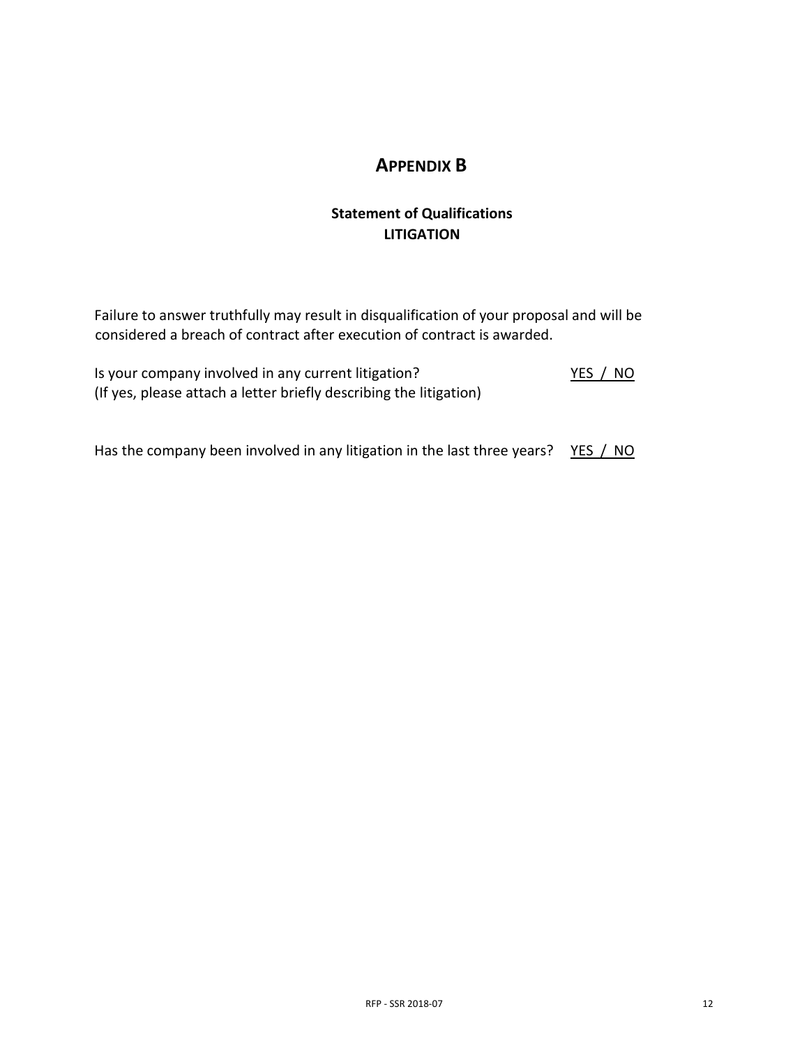# APPENDIX B

### Statement of Qualifications
### LITIGATION

Failure to answer truthfully may result in disqualification of your proposal and will be considered a breach of contract after execution of contract is awarded.

Is your company involved in any current litigation? YES / NO
(If yes, please attach a letter briefly describing the litigation)

Has the company been involved in any litigation in the last three years? YES / NO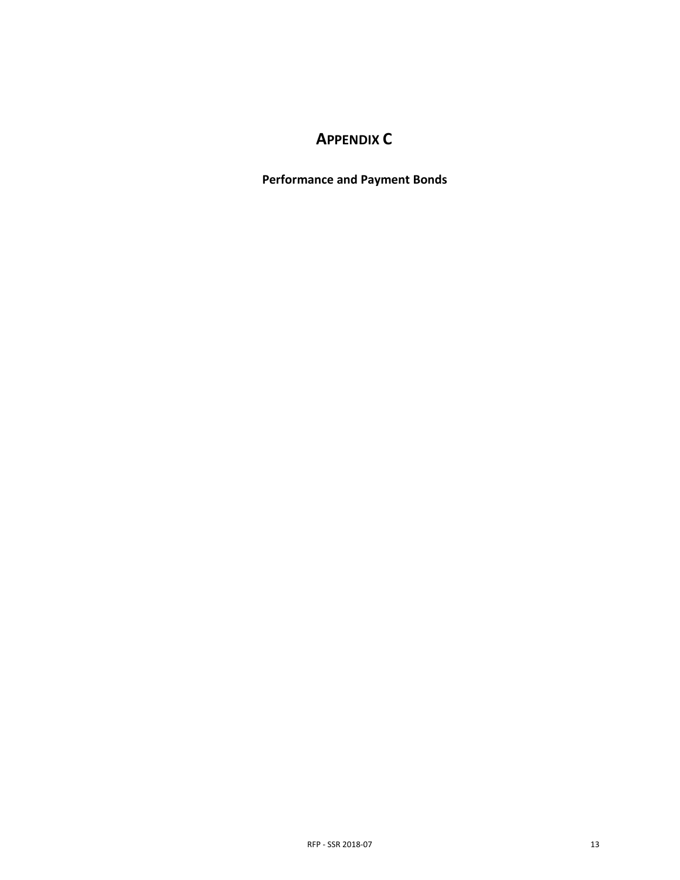# APPENDIX C

**Performance and Payment Bonds**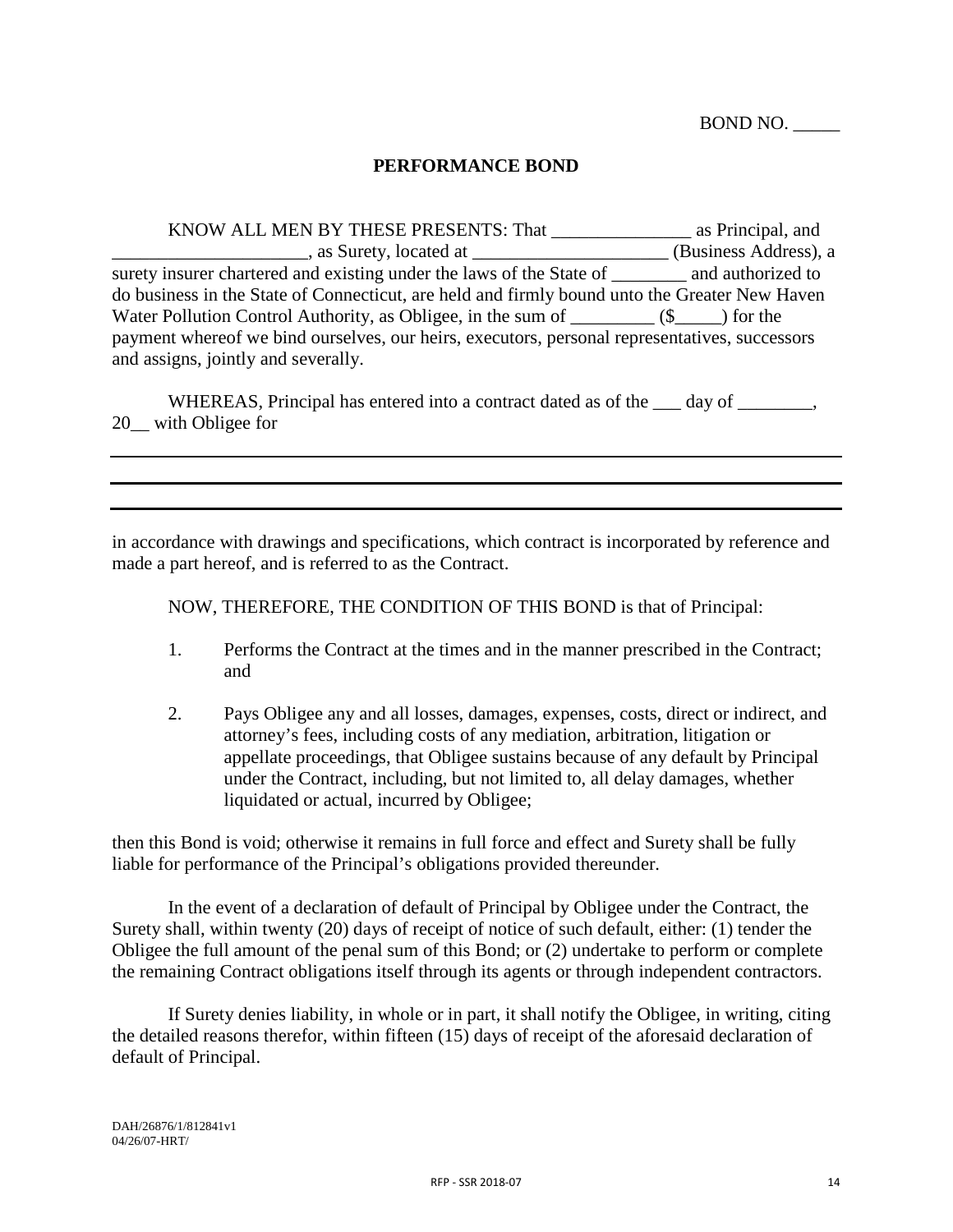BOND NO. _____

**PERFORMANCE BOND**

KNOW ALL MEN BY THESE PRESENTS: That _______________ as Principal, and _____________________, as Surety, located at _____________________ (Business Address), a surety insurer chartered and existing under the laws of the State of ________ and authorized to do business in the State of Connecticut, are held and firmly bound unto the Greater New Haven Water Pollution Control Authority, as Obligee, in the sum of _________ ($_____) for the payment whereof we bind ourselves, our heirs, executors, personal representatives, successors and assigns, jointly and severally.

WHEREAS, Principal has entered into a contract dated as of the ___ day of ________, 20__ with Obligee for

______________________________________________________________________________

______________________________________________________________________________

______________________________________________________________________________

in accordance with drawings and specifications, which contract is incorporated by reference and made a part hereof, and is referred to as the Contract.

NOW, THEREFORE, THE CONDITION OF THIS BOND is that of Principal:

1. Performs the Contract at the times and in the manner prescribed in the Contract; and

2. Pays Obligee any and all losses, damages, expenses, costs, direct or indirect, and attorney's fees, including costs of any mediation, arbitration, litigation or appellate proceedings, that Obligee sustains because of any default by Principal under the Contract, including, but not limited to, all delay damages, whether liquidated or actual, incurred by Obligee;

then this Bond is void; otherwise it remains in full force and effect and Surety shall be fully liable for performance of the Principal's obligations provided thereunder.

In the event of a declaration of default of Principal by Obligee under the Contract, the Surety shall, within twenty (20) days of receipt of notice of such default, either: (1) tender the Obligee the full amount of the penal sum of this Bond; or (2) undertake to perform or complete the remaining Contract obligations itself through its agents or through independent contractors.

If Surety denies liability, in whole or in part, it shall notify the Obligee, in writing, citing the detailed reasons therefor, within fifteen (15) days of receipt of the aforesaid declaration of default of Principal.

DAH/26876/1/812841v1
04/26/07-HRT/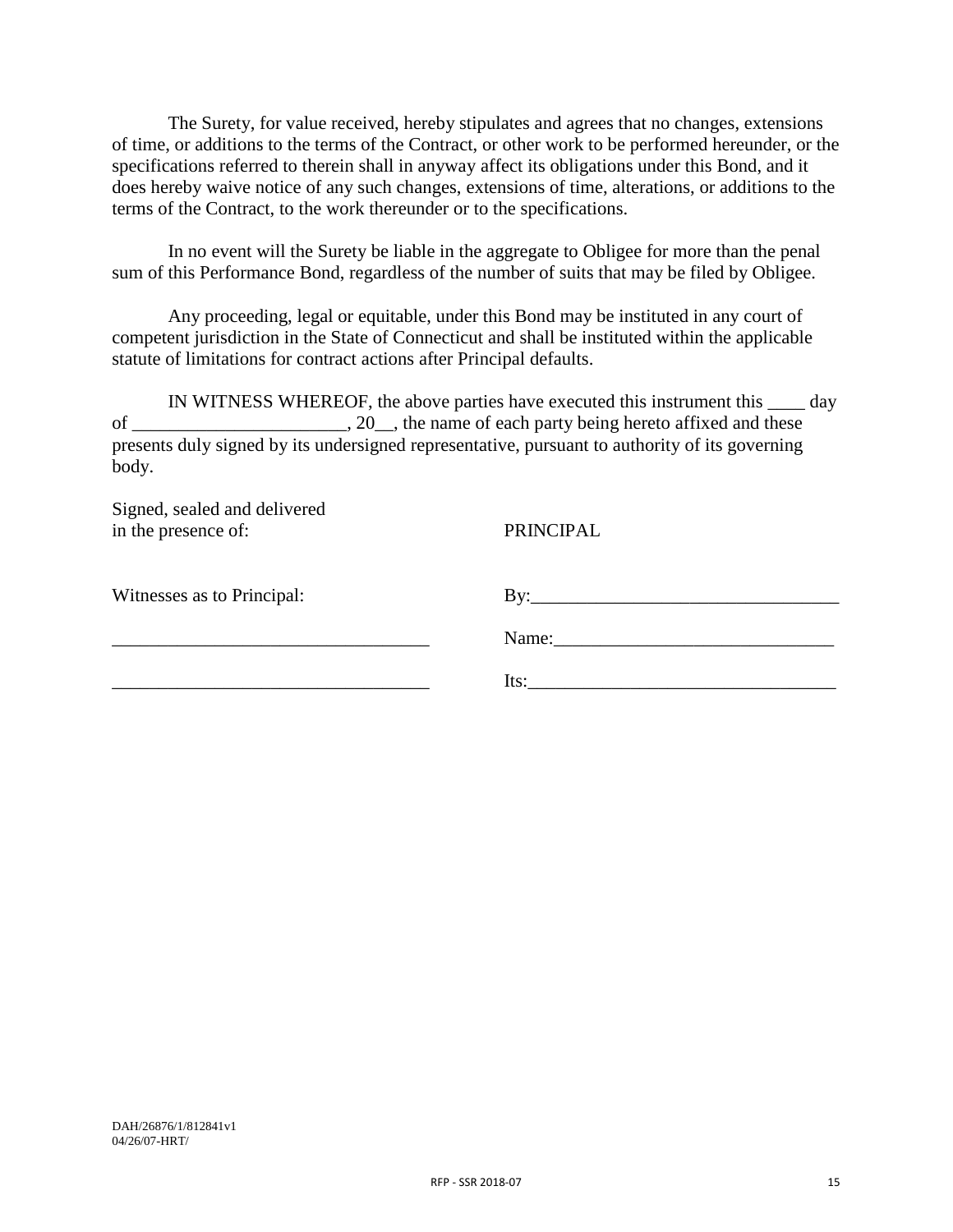The Surety, for value received, hereby stipulates and agrees that no changes, extensions of time, or additions to the terms of the Contract, or other work to be performed hereunder, or the specifications referred to therein shall in anyway affect its obligations under this Bond, and it does hereby waive notice of any such changes, extensions of time, alterations, or additions to the terms of the Contract, to the work thereunder or to the specifications.

In no event will the Surety be liable in the aggregate to Obligee for more than the penal sum of this Performance Bond, regardless of the number of suits that may be filed by Obligee.

Any proceeding, legal or equitable, under this Bond may be instituted in any court of competent jurisdiction in the State of Connecticut and shall be instituted within the applicable statute of limitations for contract actions after Principal defaults.

IN WITNESS WHEREOF, the above parties have executed this instrument this ____ day of _______________________, 20__, the name of each party being hereto affixed and these presents duly signed by its undersigned representative, pursuant to authority of its governing body.

Signed, sealed and delivered
in the presence of: PRINCIPAL

Witnesses as to Principal: By:_________________________________

__________________________________ Name:______________________________

__________________________________ Its:__________________________________

DAH/26876/1/812841v1
04/26/07-HRT/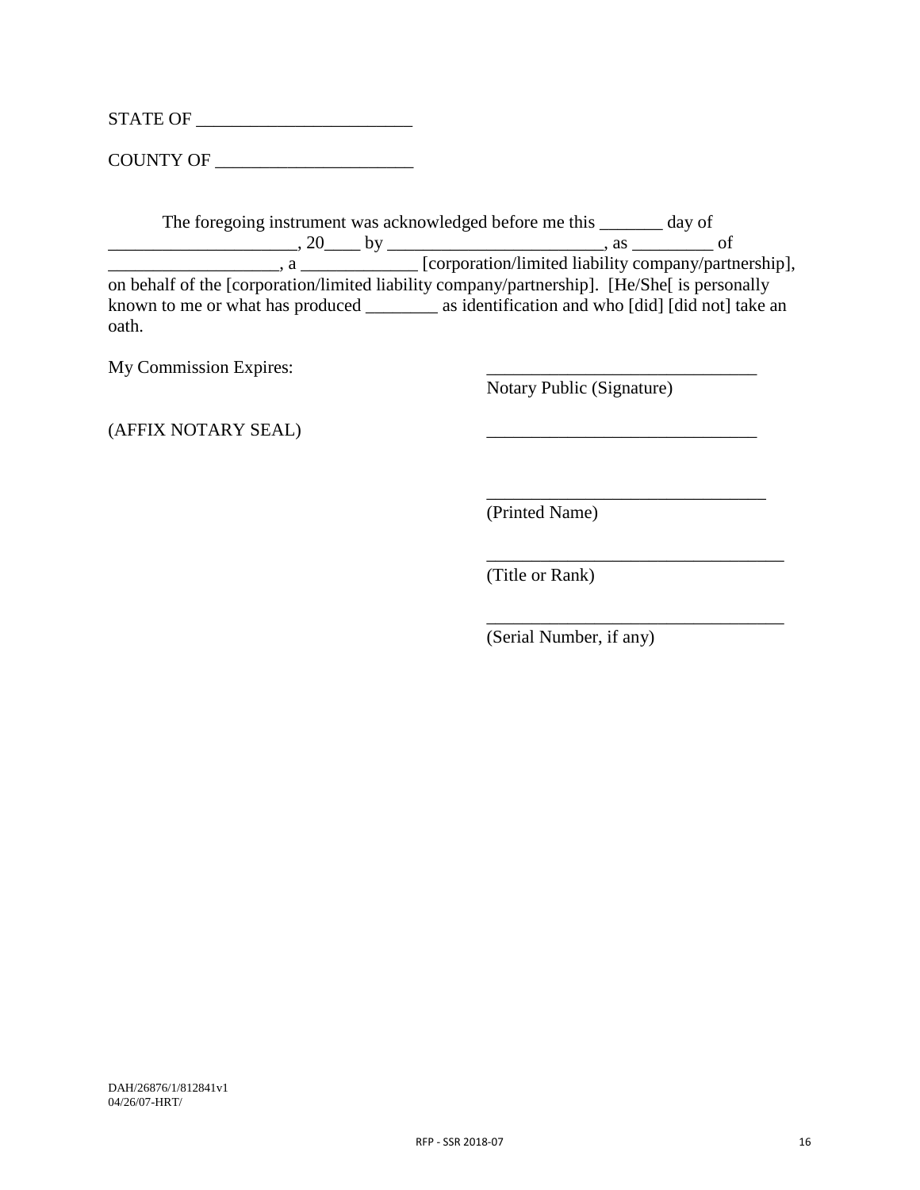STATE OF ________________________

COUNTY OF ______________________

The foregoing instrument was acknowledged before me this _______ day of _____________________, 20____ by ________________________, as _________ of ___________________, a _____________ [corporation/limited liability company/partnership], on behalf of the [corporation/limited liability company/partnership]. [He/She[ is personally known to me or what has produced ________ as identification and who [did] [did not] take an oath.

My Commission Expires:

______________________________
Notary Public (Signature)

(AFFIX NOTARY SEAL)

______________________________

______________________________
(Printed Name)

_________________________________
(Title or Rank)

_________________________________
(Serial Number, if any)

DAH/26876/1/812841v1
04/26/07-HRT/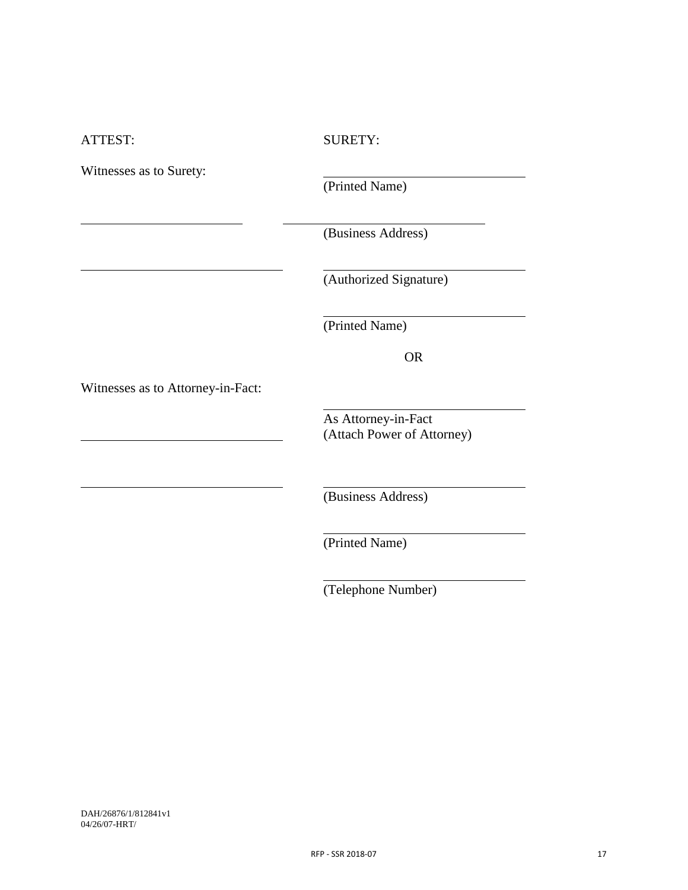ATTEST: SURETY:

Witnesses as to Surety:

\_\_\_\_\_\_\_\_\_\_\_\_\_\_\_\_\_\_\_\_\_\_\_\_\_\_\_\_\_\_
(Printed Name)

\_\_\_\_\_\_\_\_\_\_\_\_\_\_\_\_\_\_\_\_\_\_\_\_\_\_\_\_\_\_ \_\_\_\_\_\_\_\_\_\_\_\_\_\_\_\_\_\_\_\_\_\_\_\_\_\_\_\_\_\_
(Business Address)

\_\_\_\_\_\_\_\_\_\_\_\_\_\_\_\_\_\_\_\_\_\_\_\_\_\_\_\_\_\_ \_\_\_\_\_\_\_\_\_\_\_\_\_\_\_\_\_\_\_\_\_\_\_\_\_\_\_\_\_\_
(Authorized Signature)

\_\_\_\_\_\_\_\_\_\_\_\_\_\_\_\_\_\_\_\_\_\_\_\_\_\_\_\_\_\_
(Printed Name)

OR

Witnesses as to Attorney-in-Fact:

\_\_\_\_\_\_\_\_\_\_\_\_\_\_\_\_\_\_\_\_\_\_\_\_\_\_\_\_\_\_
As Attorney-in-Fact
(Attach Power of Attorney)

\_\_\_\_\_\_\_\_\_\_\_\_\_\_\_\_\_\_\_\_\_\_\_\_\_\_\_\_\_\_

\_\_\_\_\_\_\_\_\_\_\_\_\_\_\_\_\_\_\_\_\_\_\_\_\_\_\_\_\_\_ \_\_\_\_\_\_\_\_\_\_\_\_\_\_\_\_\_\_\_\_\_\_\_\_\_\_\_\_\_\_
(Business Address)

\_\_\_\_\_\_\_\_\_\_\_\_\_\_\_\_\_\_\_\_\_\_\_\_\_\_\_\_\_\_
(Printed Name)

\_\_\_\_\_\_\_\_\_\_\_\_\_\_\_\_\_\_\_\_\_\_\_\_\_\_\_\_\_\_
(Telephone Number)

DAH/26876/1/812841v1
04/26/07-HRT/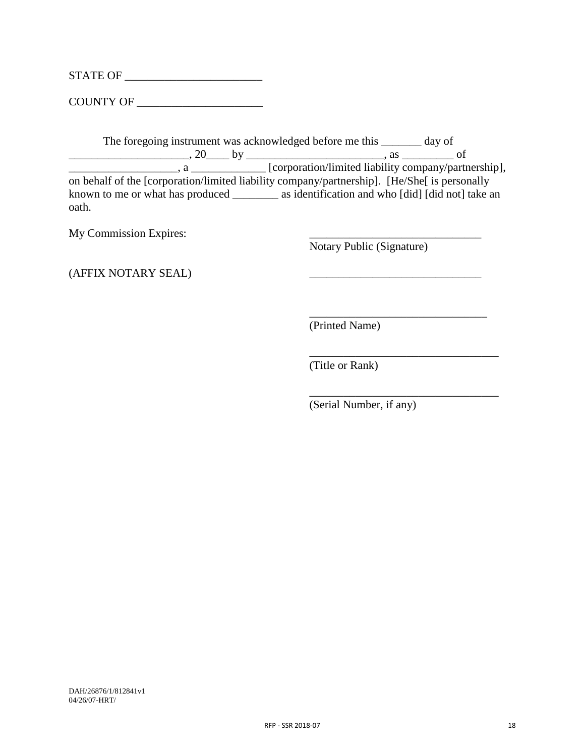STATE OF ________________________

COUNTY OF ______________________

The foregoing instrument was acknowledged before me this _______ day of _____________________, 20____ by ________________________, as _________ of ___________________, a _____________ [corporation/limited liability company/partnership], on behalf of the [corporation/limited liability company/partnership]. [He/She[ is personally known to me or what has produced ________ as identification and who [did] [did not] take an oath.

My Commission Expires:

______________________________
Notary Public (Signature)

(AFFIX NOTARY SEAL)

______________________________

______________________________
(Printed Name)

______________________________
(Title or Rank)

______________________________
(Serial Number, if any)

DAH/26876/1/812841v1
04/26/07-HRT/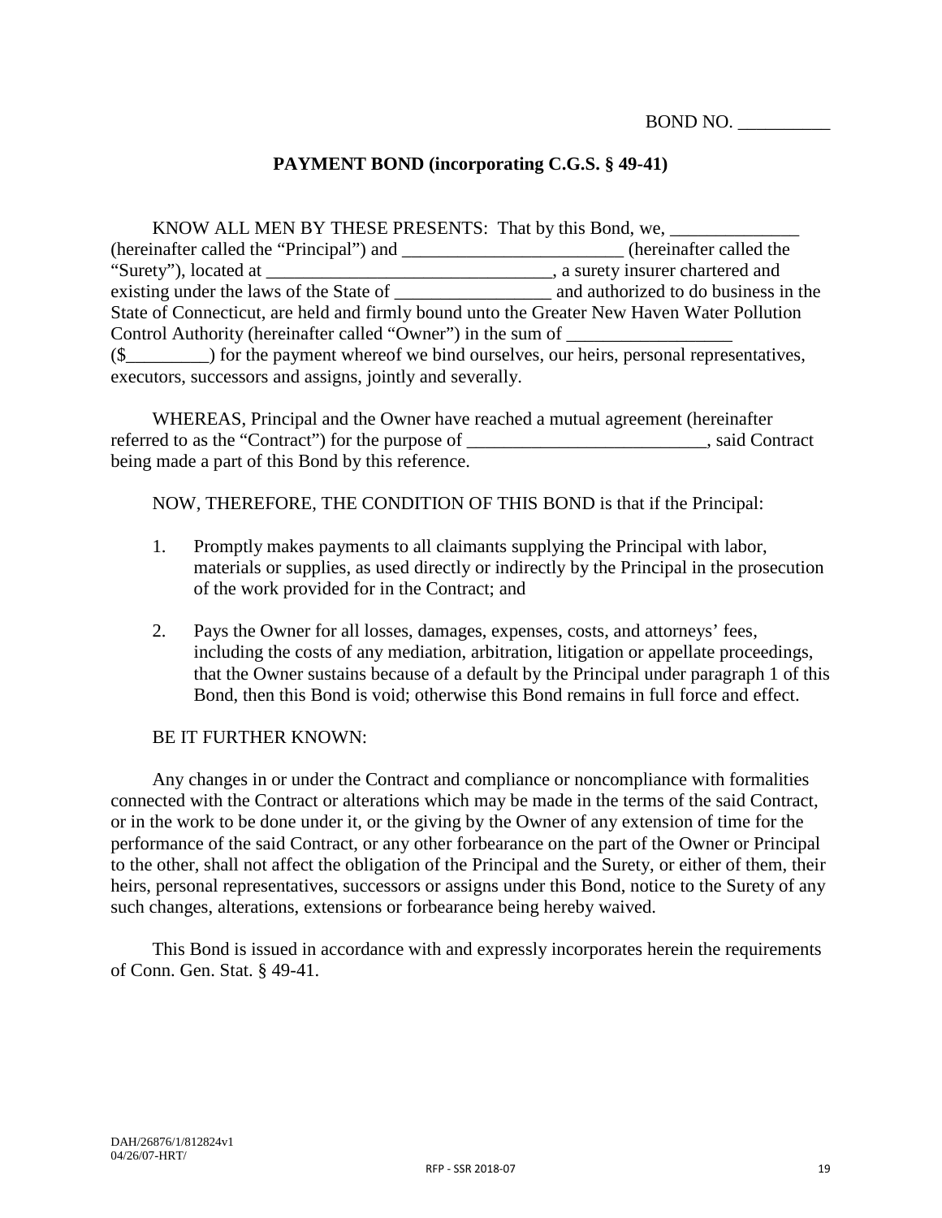BOND NO. __________

## PAYMENT BOND (incorporating C.G.S. § 49-41)

KNOW ALL MEN BY THESE PRESENTS: That by this Bond, we, ______________ (hereinafter called the "Principal") and ________________________ (hereinafter called the "Surety"), located at _______________________________, a surety insurer chartered and existing under the laws of the State of _________________ and authorized to do business in the State of Connecticut, are held and firmly bound unto the Greater New Haven Water Pollution Control Authority (hereinafter called "Owner") in the sum of __________________ ($_________) for the payment whereof we bind ourselves, our heirs, personal representatives, executors, successors and assigns, jointly and severally.

WHEREAS, Principal and the Owner have reached a mutual agreement (hereinafter referred to as the "Contract") for the purpose of __________________________, said Contract being made a part of this Bond by this reference.

NOW, THEREFORE, THE CONDITION OF THIS BOND is that if the Principal:

1. Promptly makes payments to all claimants supplying the Principal with labor, materials or supplies, as used directly or indirectly by the Principal in the prosecution of the work provided for in the Contract; and

2. Pays the Owner for all losses, damages, expenses, costs, and attorneys' fees, including the costs of any mediation, arbitration, litigation or appellate proceedings, that the Owner sustains because of a default by the Principal under paragraph 1 of this Bond, then this Bond is void; otherwise this Bond remains in full force and effect.

BE IT FURTHER KNOWN:

Any changes in or under the Contract and compliance or noncompliance with formalities connected with the Contract or alterations which may be made in the terms of the said Contract, or in the work to be done under it, or the giving by the Owner of any extension of time for the performance of the said Contract, or any other forbearance on the part of the Owner or Principal to the other, shall not affect the obligation of the Principal and the Surety, or either of them, their heirs, personal representatives, successors or assigns under this Bond, notice to the Surety of any such changes, alterations, extensions or forbearance being hereby waived.

This Bond is issued in accordance with and expressly incorporates herein the requirements of Conn. Gen. Stat. § 49-41.

DAH/26876/1/812824v1
04/26/07-HRT/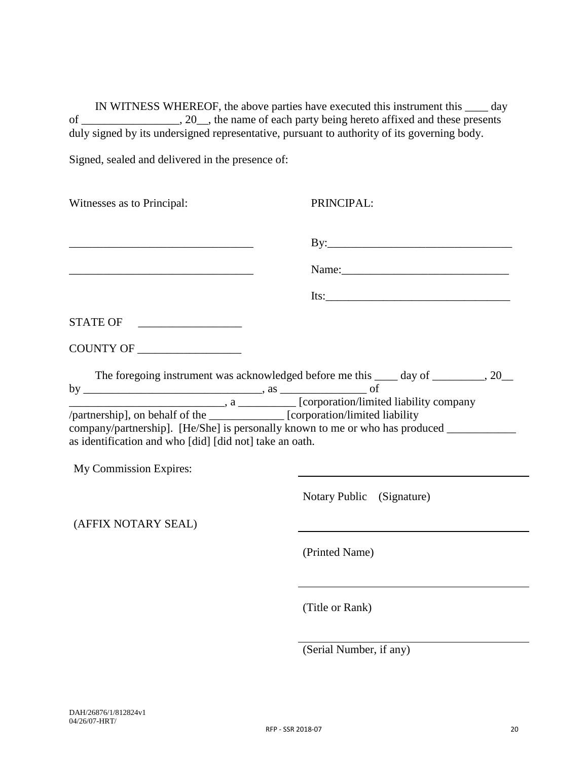IN WITNESS WHEREOF, the above parties have executed this instrument this ____ day of _________________, 20__, the name of each party being hereto affixed and these presents duly signed by its undersigned representative, pursuant to authority of its governing body.

Signed, sealed and delivered in the presence of:

| Witnesses as to Principal: | PRINCIPAL: |
|---|---|
| ________________________________ | By:________________________________ |
| ________________________________ | Name:_____________________________ |
| | Its:________________________________ |

STATE OF __________________

COUNTY OF __________________

The foregoing instrument was acknowledged before me this ____ day of _________, 20__ by _______________________________, as _______________ of ___________________________, a __________ [corporation/limited liability company /partnership], on behalf of the _____________ [corporation/limited liability company/partnership]. [He/She] is personally known to me or who has produced ____________ as identification and who [did] [did not] take an oath.

My Commission Expires: ____________________________________

Notary Public (Signature)

(AFFIX NOTARY SEAL) ____________________________________

(Printed Name)

____________________________________

(Title or Rank)

____________________________________

(Serial Number, if any)

DAH/26876/1/812824v1
04/26/07-HRT/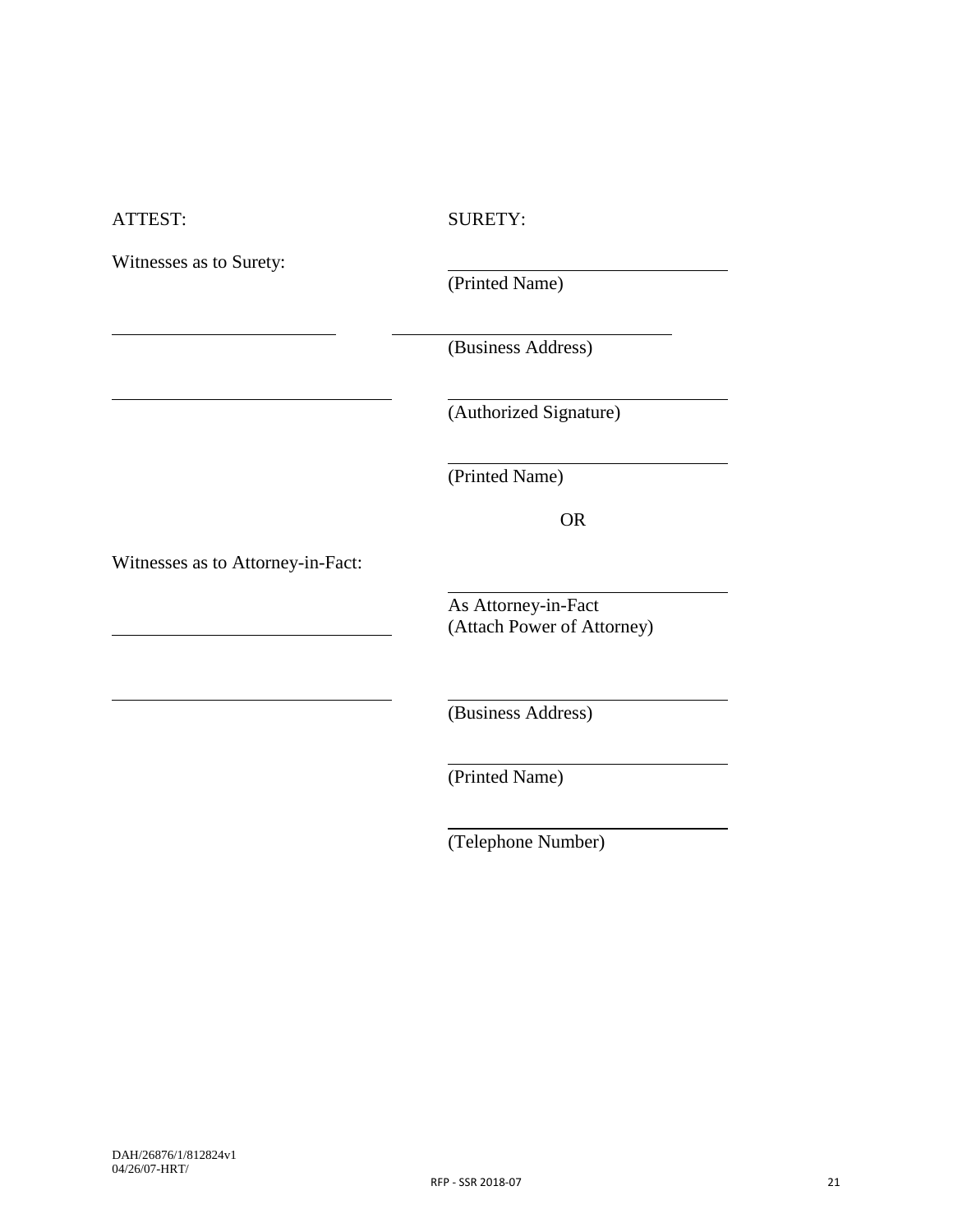ATTEST: SURETY:

Witnesses as to Surety:

\_\_\_\_\_\_\_\_\_\_\_\_\_\_\_\_\_\_\_\_\_\_\_\_\_\_\_\_\_\_
(Printed Name)

\_\_\_\_\_\_\_\_\_\_\_\_\_\_\_\_\_\_\_\_\_\_\_\_\_\_\_\_\_\_ \_\_\_\_\_\_\_\_\_\_\_\_\_\_\_\_\_\_\_\_\_\_\_\_\_\_\_\_\_\_
(Business Address)

\_\_\_\_\_\_\_\_\_\_\_\_\_\_\_\_\_\_\_\_\_\_\_\_\_\_\_\_\_\_ \_\_\_\_\_\_\_\_\_\_\_\_\_\_\_\_\_\_\_\_\_\_\_\_\_\_\_\_\_\_
(Authorized Signature)

\_\_\_\_\_\_\_\_\_\_\_\_\_\_\_\_\_\_\_\_\_\_\_\_\_\_\_\_\_\_
(Printed Name)

OR

Witnesses as to Attorney-in-Fact:

\_\_\_\_\_\_\_\_\_\_\_\_\_\_\_\_\_\_\_\_\_\_\_\_\_\_\_\_\_\_
As Attorney-in-Fact
(Attach Power of Attorney)

\_\_\_\_\_\_\_\_\_\_\_\_\_\_\_\_\_\_\_\_\_\_\_\_\_\_\_\_\_\_

\_\_\_\_\_\_\_\_\_\_\_\_\_\_\_\_\_\_\_\_\_\_\_\_\_\_\_\_\_\_ \_\_\_\_\_\_\_\_\_\_\_\_\_\_\_\_\_\_\_\_\_\_\_\_\_\_\_\_\_\_
(Business Address)

\_\_\_\_\_\_\_\_\_\_\_\_\_\_\_\_\_\_\_\_\_\_\_\_\_\_\_\_\_\_
(Printed Name)

\_\_\_\_\_\_\_\_\_\_\_\_\_\_\_\_\_\_\_\_\_\_\_\_\_\_\_\_\_\_
(Telephone Number)

DAH/26876/1/812824v1
04/26/07-HRT/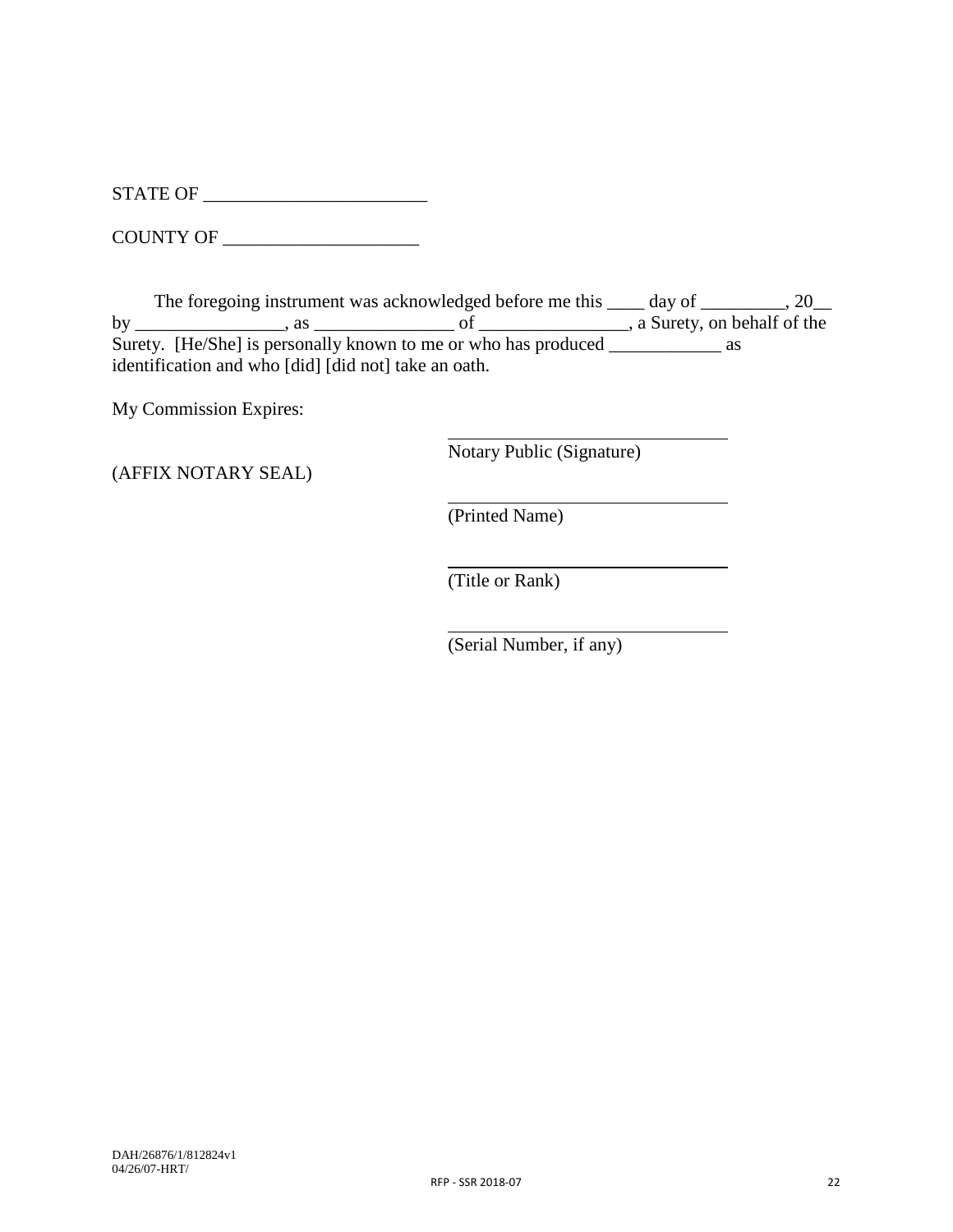STATE OF ________________________

COUNTY OF _____________________

The foregoing instrument was acknowledged before me this ____ day of _________, 20__ by ________________, as _______________ of ________________, a Surety, on behalf of the Surety. [He/She] is personally known to me or who has produced ____________ as identification and who [did] [did not] take an oath.

My Commission Expires:

(AFFIX NOTARY SEAL)

______________________________
Notary Public (Signature)

______________________________
(Printed Name)

______________________________
(Title or Rank)

______________________________
(Serial Number, if any)

DAH/26876/1/812824v1
04/26/07-HRT/